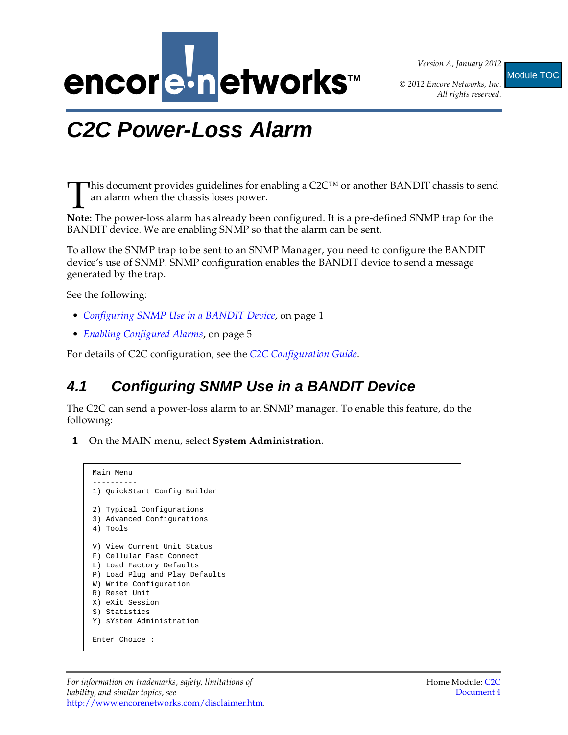# C2C Power-Loss Alarm

This document provides guidelines for enabling a C2C™ or another BANDIT chassis to send an alarm when the chassis loses power.

**Note:** The power-loss alarm has already been configured. It is a pre-defined SNMP trap for the BANDIT device. We are enabling SNMP so that the alarm can be sent.

To allow the SNMP trap to be sent to an SNMP Manager, you need to configure the BANDIT device's use of SNMP. SNMP configuration enables the BANDIT device to send a message generated by the trap.

See the following:

- *Configuring SNMP Use in a BANDIT Device*, on page 1
- *Enabling Configured Alarms*, on page 5

For details of C2C configuration, see the *C2C Configuration Guide*.

## 4.1 Configuring SNMP Use in a BANDIT Device

The C2C can send a power-loss alarm to an SNMP manager. To enable this feature, do the following:

**1** On the MAIN menu, select **System Administration**.

```
Main Menu
----------
1) QuickStart Config Builder

2) Typical Configurations
3) Advanced Configurations
4) Tools

V) View Current Unit Status
F) Cellular Fast Connect
L) Load Factory Defaults
P) Load Plug and Play Defaults
W) Write Configuration
R) Reset Unit
X) eXit Session
S) Statistics
Y) sYstem Administration

Enter Choice :
```

*For information on trademarks, safety, limitations of liability, and similar topics, see* http://www.encorenetworks.com/disclaimer.htm.

Home Module: C2C Document 4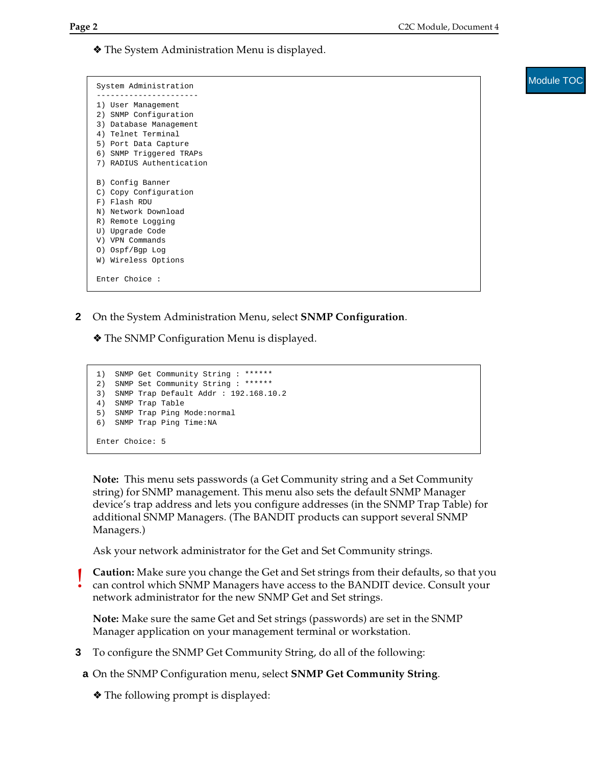❖ The System Administration Menu is displayed.

```
System Administration
----------------------
1) User Management
2) SNMP Configuration
3) Database Management
4) Telnet Terminal
5) Port Data Capture
6) SNMP Triggered TRAPs
7) RADIUS Authentication

B) Config Banner
C) Copy Configuration
F) Flash RDU
N) Network Download
R) Remote Logging
U) Upgrade Code
V) VPN Commands
O) Ospf/Bgp Log
W) Wireless Options

Enter Choice :
```

**2** On the System Administration Menu, select **SNMP Configuration**.

❖ The SNMP Configuration Menu is displayed.

```
1)  SNMP Get Community String : ******
2)  SNMP Set Community String : ******
3)  SNMP Trap Default Addr : 192.168.10.2
4)  SNMP Trap Table
5)  SNMP Trap Ping Mode:normal
6)  SNMP Trap Ping Time:NA

Enter Choice: 5
```

**Note:** This menu sets passwords (a Get Community string and a Set Community string) for SNMP management. This menu also sets the default SNMP Manager device's trap address and lets you configure addresses (in the SNMP Trap Table) for additional SNMP Managers. (The BANDIT products can support several SNMP Managers.)

Ask your network administrator for the Get and Set Community strings.

! **Caution:** Make sure you change the Get and Set strings from their defaults, so that you can control which SNMP Managers have access to the BANDIT device. Consult your network administrator for the new SNMP Get and Set strings.

**Note:** Make sure the same Get and Set strings (passwords) are set in the SNMP Manager application on your management terminal or workstation.

**3** To configure the SNMP Get Community String, do all of the following:

**a** On the SNMP Configuration menu, select **SNMP Get Community String**.

❖ The following prompt is displayed: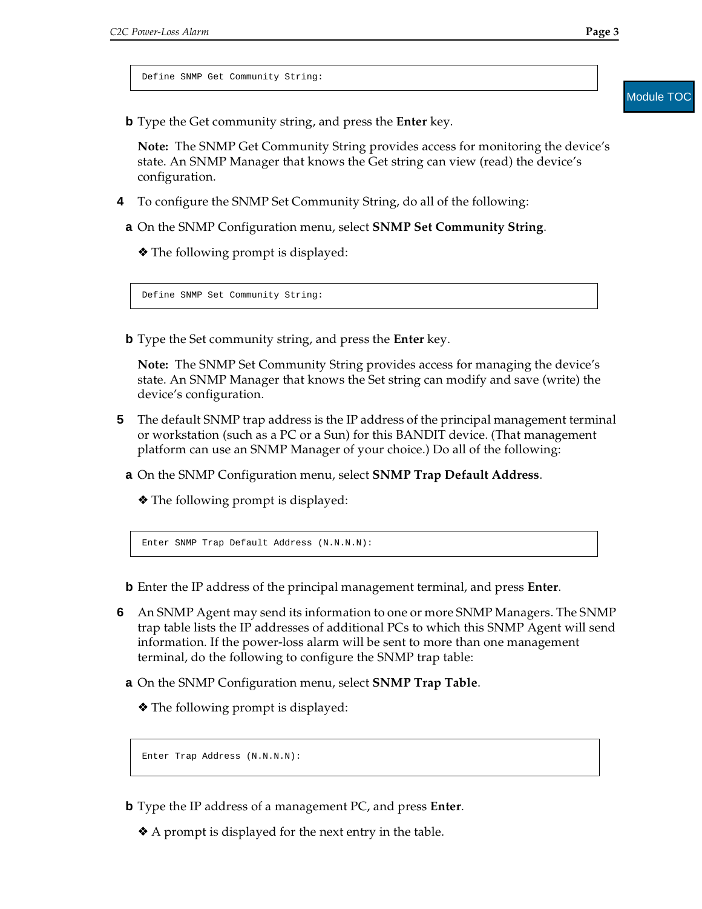```
Define SNMP Get Community String:
```

**b** Type the Get community string, and press the **Enter** key.

**Note:** The SNMP Get Community String provides access for monitoring the device's state. An SNMP Manager that knows the Get string can view (read) the device's configuration.

**4** To configure the SNMP Set Community String, do all of the following:

**a** On the SNMP Configuration menu, select **SNMP Set Community String**.

❖ The following prompt is displayed:

```
Define SNMP Set Community String:
```

**b** Type the Set community string, and press the **Enter** key.

**Note:** The SNMP Set Community String provides access for managing the device's state. An SNMP Manager that knows the Set string can modify and save (write) the device's configuration.

**5** The default SNMP trap address is the IP address of the principal management terminal or workstation (such as a PC or a Sun) for this BANDIT device. (That management platform can use an SNMP Manager of your choice.) Do all of the following:

**a** On the SNMP Configuration menu, select **SNMP Trap Default Address**.

❖ The following prompt is displayed:

```
Enter SNMP Trap Default Address (N.N.N.N):
```

**b** Enter the IP address of the principal management terminal, and press **Enter**.

**6** An SNMP Agent may send its information to one or more SNMP Managers. The SNMP trap table lists the IP addresses of additional PCs to which this SNMP Agent will send information. If the power-loss alarm will be sent to more than one management terminal, do the following to configure the SNMP trap table:

**a** On the SNMP Configuration menu, select **SNMP Trap Table**.

❖ The following prompt is displayed:

```
Enter Trap Address (N.N.N.N):
```

**b** Type the IP address of a management PC, and press **Enter**.

❖ A prompt is displayed for the next entry in the table.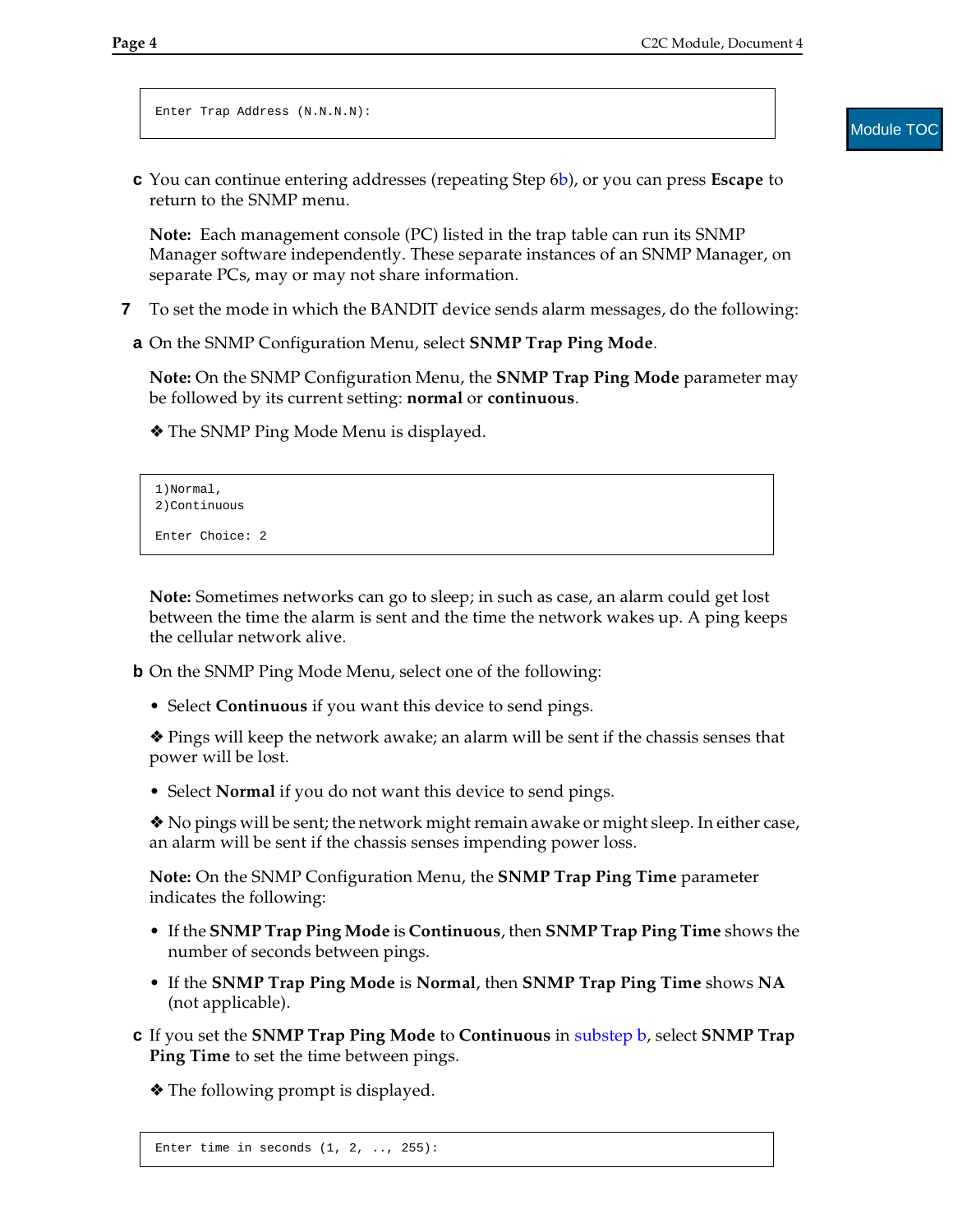```
Enter Trap Address (N.N.N.N):
```

**c** You can continue entering addresses (repeating Step 6b), or you can press **Escape** to return to the SNMP menu.

**Note:** Each management console (PC) listed in the trap table can run its SNMP Manager software independently. These separate instances of an SNMP Manager, on separate PCs, may or may not share information.

**7** To set the mode in which the BANDIT device sends alarm messages, do the following:

**a** On the SNMP Configuration Menu, select **SNMP Trap Ping Mode**.

**Note:** On the SNMP Configuration Menu, the **SNMP Trap Ping Mode** parameter may be followed by its current setting: **normal** or **continuous**.

❖ The SNMP Ping Mode Menu is displayed.

```
1)Normal,
2)Continuous

Enter Choice: 2
```

**Note:** Sometimes networks can go to sleep; in such as case, an alarm could get lost between the time the alarm is sent and the time the network wakes up. A ping keeps the cellular network alive.

**b** On the SNMP Ping Mode Menu, select one of the following:

- Select **Continuous** if you want this device to send pings.

❖ Pings will keep the network awake; an alarm will be sent if the chassis senses that power will be lost.

- Select **Normal** if you do not want this device to send pings.

❖ No pings will be sent; the network might remain awake or might sleep. In either case, an alarm will be sent if the chassis senses impending power loss.

**Note:** On the SNMP Configuration Menu, the **SNMP Trap Ping Time** parameter indicates the following:

- If the **SNMP Trap Ping Mode** is **Continuous**, then **SNMP Trap Ping Time** shows the number of seconds between pings.
- If the **SNMP Trap Ping Mode** is **Normal**, then **SNMP Trap Ping Time** shows **NA** (not applicable).

**c** If you set the **SNMP Trap Ping Mode** to **Continuous** in substep b, select **SNMP Trap Ping Time** to set the time between pings.

❖ The following prompt is displayed.

```
Enter time in seconds (1, 2, .., 255):
```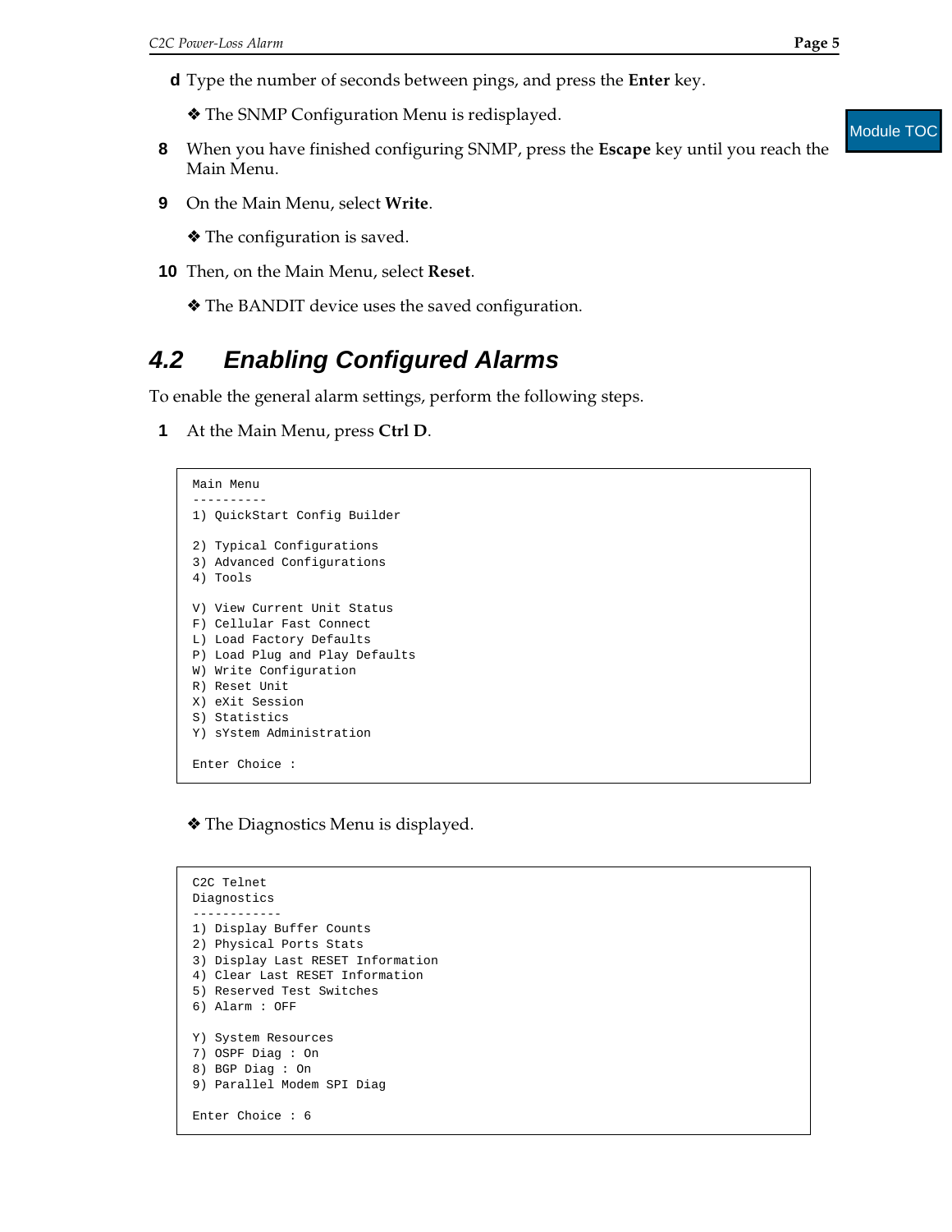**d** Type the number of seconds between pings, and press the **Enter** key.

❖ The SNMP Configuration Menu is redisplayed.

**8** When you have finished configuring SNMP, press the **Escape** key until you reach the Main Menu.

**9** On the Main Menu, select **Write**.

❖ The configuration is saved.

**10** Then, on the Main Menu, select **Reset**.

❖ The BANDIT device uses the saved configuration.

## *4.2 Enabling Configured Alarms*

To enable the general alarm settings, perform the following steps.

**1** At the Main Menu, press **Ctrl D**.

```
Main Menu
----------
1) QuickStart Config Builder

2) Typical Configurations
3) Advanced Configurations
4) Tools

V) View Current Unit Status
F) Cellular Fast Connect
L) Load Factory Defaults
P) Load Plug and Play Defaults
W) Write Configuration
R) Reset Unit
X) eXit Session
S) Statistics
Y) sYstem Administration

Enter Choice :
```

❖ The Diagnostics Menu is displayed.

```
C2C Telnet
Diagnostics
------------
1) Display Buffer Counts
2) Physical Ports Stats
3) Display Last RESET Information
4) Clear Last RESET Information
5) Reserved Test Switches
6) Alarm : OFF

Y) System Resources
7) OSPF Diag : On
8) BGP Diag : On
9) Parallel Modem SPI Diag

Enter Choice : 6
```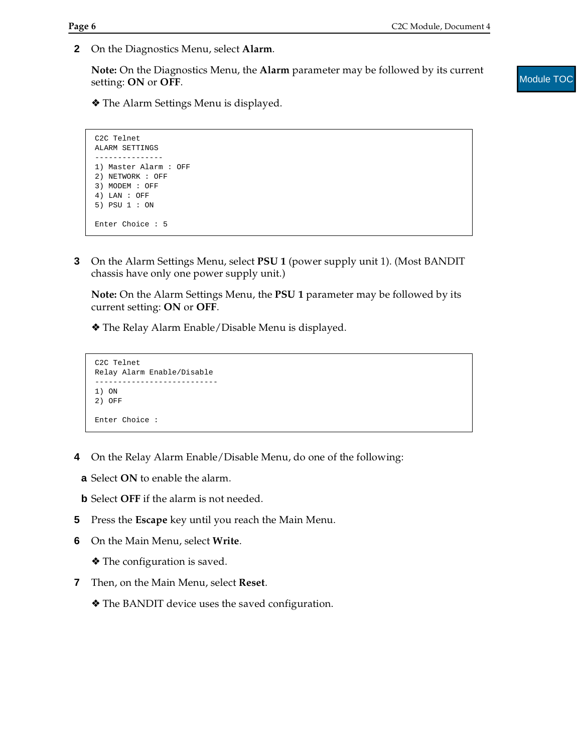2. On the Diagnostics Menu, select **Alarm**.

   **Note:** On the Diagnostics Menu, the **Alarm** parameter may be followed by its current setting: **ON** or **OFF**.

   ❖ The Alarm Settings Menu is displayed.

```
C2C Telnet
ALARM SETTINGS
---------------
1) Master Alarm : OFF
2) NETWORK : OFF
3) MODEM : OFF
4) LAN : OFF
5) PSU 1 : ON

Enter Choice : 5
```

3. On the Alarm Settings Menu, select **PSU 1** (power supply unit 1). (Most BANDIT chassis have only one power supply unit.)

   **Note:** On the Alarm Settings Menu, the **PSU 1** parameter may be followed by its current setting: **ON** or **OFF**.

   ❖ The Relay Alarm Enable/Disable Menu is displayed.

```
C2C Telnet
Relay Alarm Enable/Disable
---------------------------
1) ON
2) OFF

Enter Choice :
```

4. On the Relay Alarm Enable/Disable Menu, do one of the following:

   a. Select **ON** to enable the alarm.

   b. Select **OFF** if the alarm is not needed.

5. Press the **Escape** key until you reach the Main Menu.

6. On the Main Menu, select **Write**.

   ❖ The configuration is saved.

7. Then, on the Main Menu, select **Reset**.

   ❖ The BANDIT device uses the saved configuration.